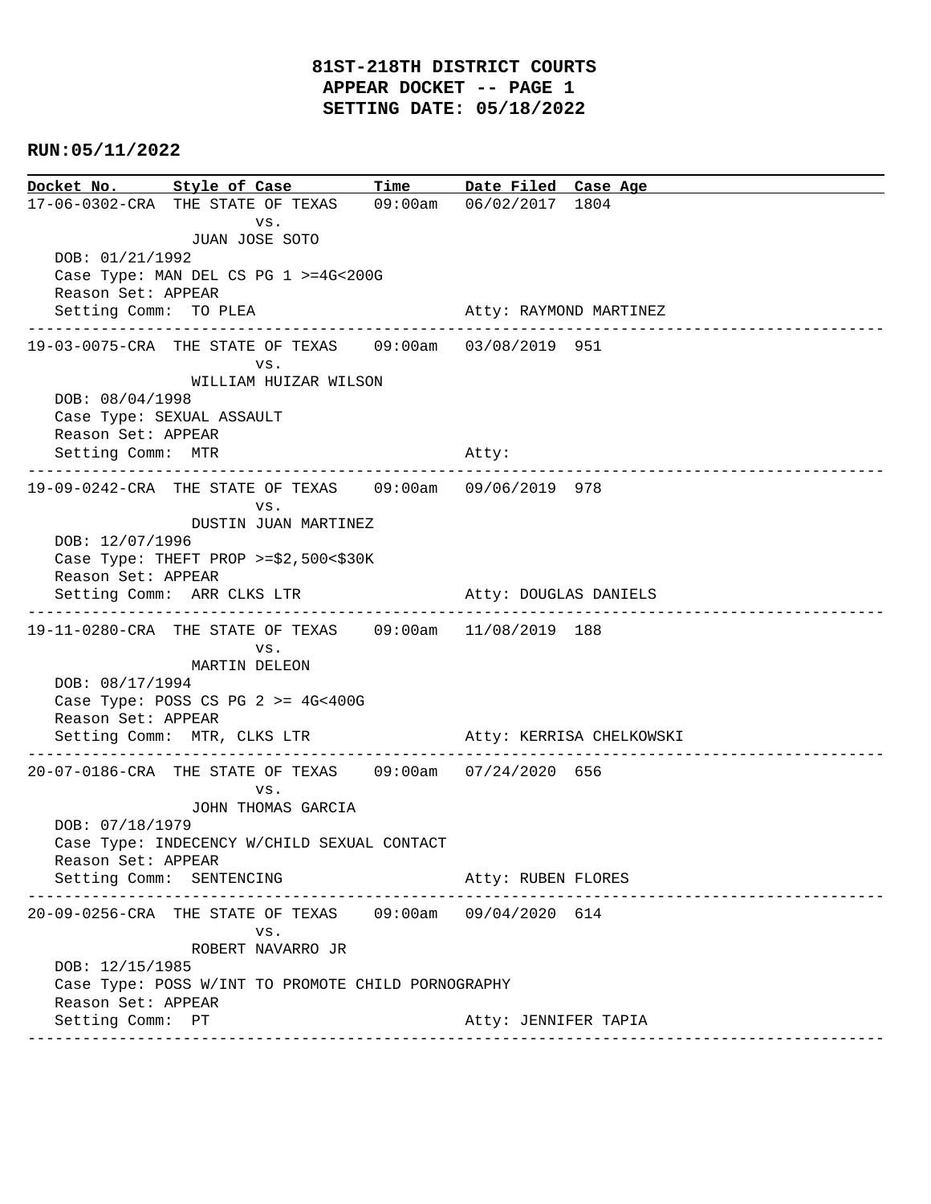# 81ST-218TH DISTRICT COURTS
## APPEAR DOCKET -- PAGE 1
## SETTING DATE: 05/18/2022

**RUN:05/11/2022**

| Docket No. | Style of Case | Time | Date Filed | Case Age |
|---|---|---|---|---|
| 17-06-0302-CRA | THE STATE OF TEXAS vs. JUAN JOSE SOTO | 09:00am | 06/02/2017 | 1804 |

DOB: 01/21/1992
Case Type: MAN DEL CS PG 1 >=4G<200G
Reason Set: APPEAR
Setting Comm: TO PLEA — Atty: RAYMOND MARTINEZ

---

| Docket No. | Style of Case | Time | Date Filed | Case Age |
|---|---|---|---|---|
| 19-03-0075-CRA | THE STATE OF TEXAS vs. WILLIAM HUIZAR WILSON | 09:00am | 03/08/2019 | 951 |

DOB: 08/04/1998
Case Type: SEXUAL ASSAULT
Reason Set: APPEAR
Setting Comm: MTR — Atty:

---

| Docket No. | Style of Case | Time | Date Filed | Case Age |
|---|---|---|---|---|
| 19-09-0242-CRA | THE STATE OF TEXAS vs. DUSTIN JUAN MARTINEZ | 09:00am | 09/06/2019 | 978 |

DOB: 12/07/1996
Case Type: THEFT PROP >=$2,500<$30K
Reason Set: APPEAR
Setting Comm: ARR CLKS LTR — Atty: DOUGLAS DANIELS

---

| Docket No. | Style of Case | Time | Date Filed | Case Age |
|---|---|---|---|---|
| 19-11-0280-CRA | THE STATE OF TEXAS vs. MARTIN DELEON | 09:00am | 11/08/2019 | 188 |

DOB: 08/17/1994
Case Type: POSS CS PG 2 >= 4G<400G
Reason Set: APPEAR
Setting Comm: MTR, CLKS LTR — Atty: KERRISA CHELKOWSKI

---

| Docket No. | Style of Case | Time | Date Filed | Case Age |
|---|---|---|---|---|
| 20-07-0186-CRA | THE STATE OF TEXAS vs. JOHN THOMAS GARCIA | 09:00am | 07/24/2020 | 656 |

DOB: 07/18/1979
Case Type: INDECENCY W/CHILD SEXUAL CONTACT
Reason Set: APPEAR
Setting Comm: SENTENCING — Atty: RUBEN FLORES

---

| Docket No. | Style of Case | Time | Date Filed | Case Age |
|---|---|---|---|---|
| 20-09-0256-CRA | THE STATE OF TEXAS vs. ROBERT NAVARRO JR | 09:00am | 09/04/2020 | 614 |

DOB: 12/15/1985
Case Type: POSS W/INT TO PROMOTE CHILD PORNOGRAPHY
Reason Set: APPEAR
Setting Comm: PT — Atty: JENNIFER TAPIA

---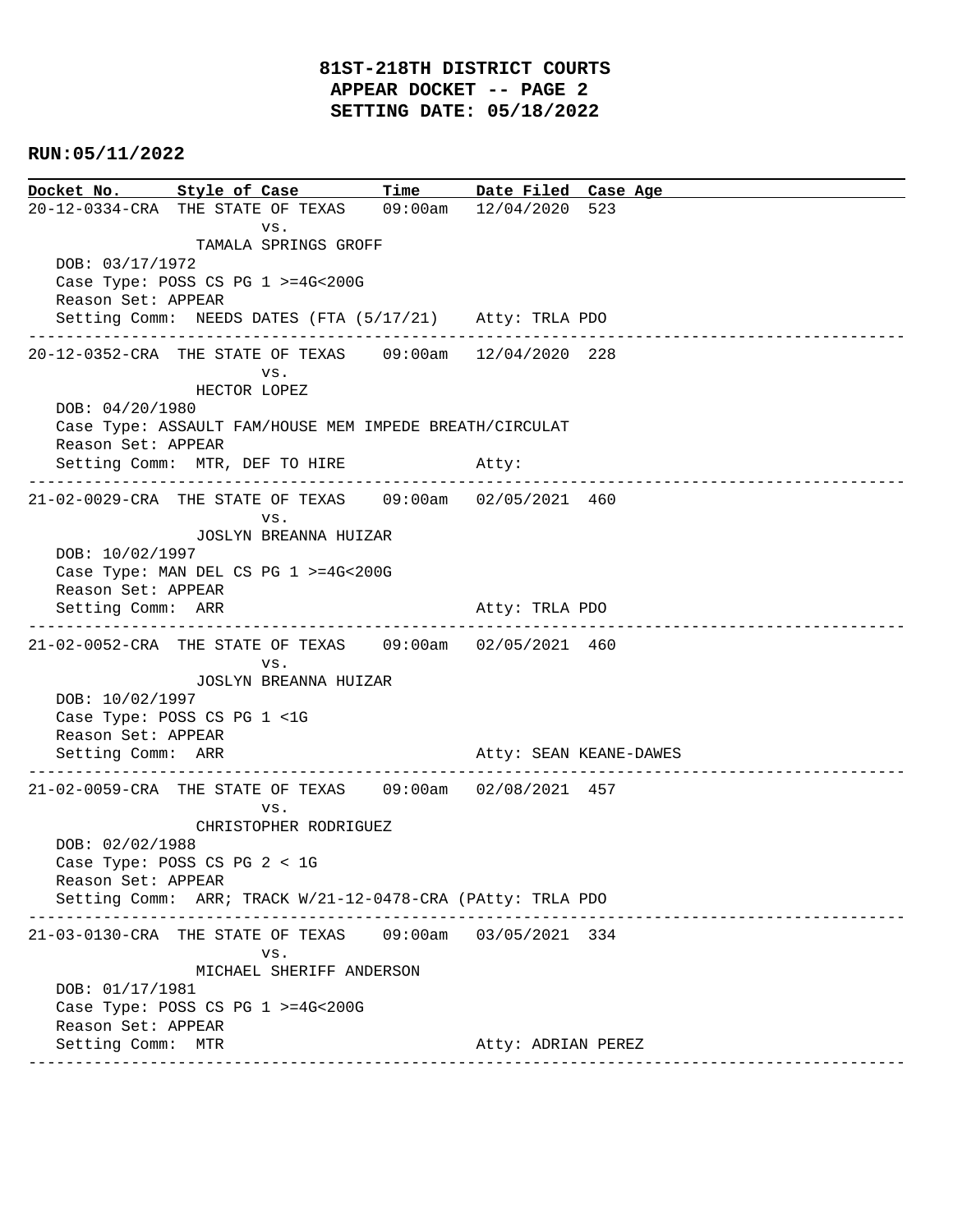# 81ST-218TH DISTRICT COURTS
## APPEAR DOCKET -- PAGE 2
## SETTING DATE: 05/18/2022

**RUN:05/11/2022**

| Docket No. | Style of Case | Time | Date Filed | Case Age |
|---|---|---|---|---|

---

20-12-0334-CRA THE STATE OF TEXAS 09:00am 12/04/2020 523
vs.
TAMALA SPRINGS GROFF
DOB: 03/17/1972
Case Type: POSS CS PG 1 >=4G<200G
Reason Set: APPEAR
Setting Comm: NEEDS DATES (FTA (5/17/21) Atty: TRLA PDO

---

20-12-0352-CRA THE STATE OF TEXAS 09:00am 12/04/2020 228
vs.
HECTOR LOPEZ
DOB: 04/20/1980
Case Type: ASSAULT FAM/HOUSE MEM IMPEDE BREATH/CIRCULAT
Reason Set: APPEAR
Setting Comm: MTR, DEF TO HIRE Atty:

---

21-02-0029-CRA THE STATE OF TEXAS 09:00am 02/05/2021 460
vs.
JOSLYN BREANNA HUIZAR
DOB: 10/02/1997
Case Type: MAN DEL CS PG 1 >=4G<200G
Reason Set: APPEAR
Setting Comm: ARR Atty: TRLA PDO

---

21-02-0052-CRA THE STATE OF TEXAS 09:00am 02/05/2021 460
vs.
JOSLYN BREANNA HUIZAR
DOB: 10/02/1997
Case Type: POSS CS PG 1 <1G
Reason Set: APPEAR
Setting Comm: ARR Atty: SEAN KEANE-DAWES

---

21-02-0059-CRA THE STATE OF TEXAS 09:00am 02/08/2021 457
vs.
CHRISTOPHER RODRIGUEZ
DOB: 02/02/1988
Case Type: POSS CS PG 2 < 1G
Reason Set: APPEAR
Setting Comm: ARR; TRACK W/21-12-0478-CRA (PAtty: TRLA PDO

---

21-03-0130-CRA THE STATE OF TEXAS 09:00am 03/05/2021 334
vs.
MICHAEL SHERIFF ANDERSON
DOB: 01/17/1981
Case Type: POSS CS PG 1 >=4G<200G
Reason Set: APPEAR
Setting Comm: MTR Atty: ADRIAN PEREZ

---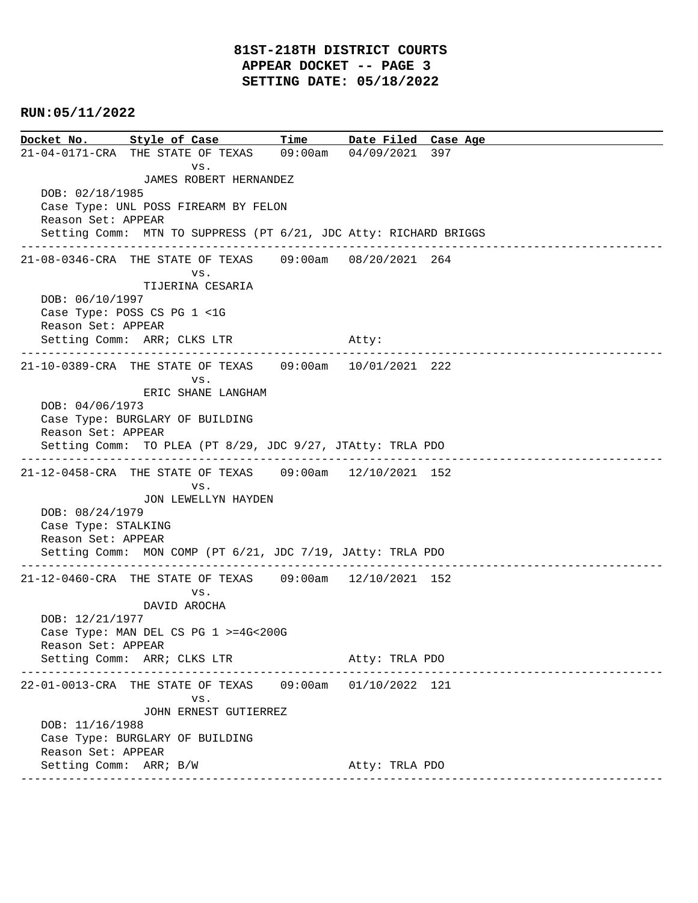**81ST-218TH DISTRICT COURTS**
**APPEAR DOCKET -- PAGE 3**
**SETTING DATE: 05/18/2022**

**RUN:05/11/2022**

| Docket No. | Style of Case | Time | Date Filed | Case Age |
|---|---|---|---|---|

```
21-04-0171-CRA  THE STATE OF TEXAS    09:00am   04/09/2021  397
                        vs.
                JAMES ROBERT HERNANDEZ
   DOB: 02/18/1985
   Case Type: UNL POSS FIREARM BY FELON
   Reason Set: APPEAR
   Setting Comm:  MTN TO SUPPRESS (PT 6/21, JDC Atty: RICHARD BRIGGS
------------------------------------------------------------------------------------------
21-08-0346-CRA  THE STATE OF TEXAS    09:00am   08/20/2021  264
                        vs.
                TIJERINA CESARIA
   DOB: 06/10/1997
   Case Type: POSS CS PG 1 <1G
   Reason Set: APPEAR
   Setting Comm:  ARR; CLKS LTR                     Atty:
------------------------------------------------------------------------------------------
21-10-0389-CRA  THE STATE OF TEXAS    09:00am   10/01/2021  222
                        vs.
                ERIC SHANE LANGHAM
   DOB: 04/06/1973
   Case Type: BURGLARY OF BUILDING
   Reason Set: APPEAR
   Setting Comm:  TO PLEA (PT 8/29, JDC 9/27, JTAtty: TRLA PDO
------------------------------------------------------------------------------------------
21-12-0458-CRA  THE STATE OF TEXAS    09:00am   12/10/2021  152
                        vs.
                JON LEWELLYN HAYDEN
   DOB: 08/24/1979
   Case Type: STALKING
   Reason Set: APPEAR
   Setting Comm:  MON COMP (PT 6/21, JDC 7/19, JAtty: TRLA PDO
------------------------------------------------------------------------------------------
21-12-0460-CRA  THE STATE OF TEXAS    09:00am   12/10/2021  152
                        vs.
                DAVID AROCHA
   DOB: 12/21/1977
   Case Type: MAN DEL CS PG 1 >=4G<200G
   Reason Set: APPEAR
   Setting Comm:  ARR; CLKS LTR                     Atty: TRLA PDO
------------------------------------------------------------------------------------------
22-01-0013-CRA  THE STATE OF TEXAS    09:00am   01/10/2022  121
                        vs.
                JOHN ERNEST GUTIERREZ
   DOB: 11/16/1988
   Case Type: BURGLARY OF BUILDING
   Reason Set: APPEAR
   Setting Comm:  ARR; B/W                          Atty: TRLA PDO
------------------------------------------------------------------------------------------
```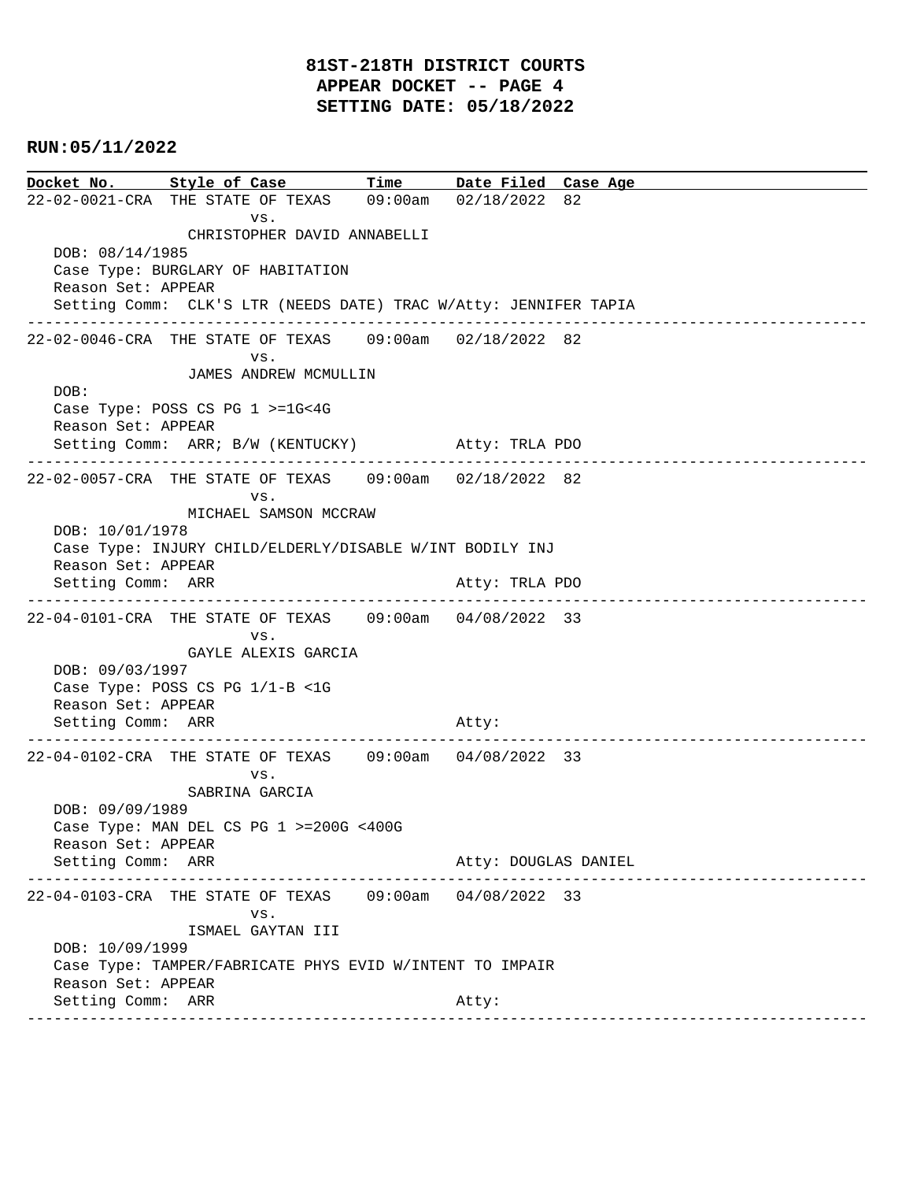# 81ST-218TH DISTRICT COURTS
## APPEAR DOCKET -- PAGE 4
## SETTING DATE: 05/18/2022

**RUN:05/11/2022**

| Docket No. | Style of Case | Time | Date Filed | Case Age |
|---|---|---|---|---|

---

**22-02-0021-CRA** THE STATE OF TEXAS vs. CHRISTOPHER DAVID ANNABELLI — 09:00am — 02/18/2022 — 82

DOB: 08/14/1985
Case Type: BURGLARY OF HABITATION
Reason Set: APPEAR
Setting Comm: CLK'S LTR (NEEDS DATE) TRAC W/Atty: JENNIFER TAPIA

---

**22-02-0046-CRA** THE STATE OF TEXAS vs. JAMES ANDREW MCMULLIN — 09:00am — 02/18/2022 — 82

DOB:
Case Type: POSS CS PG 1 >=1G<4G
Reason Set: APPEAR
Setting Comm: ARR; B/W (KENTUCKY) Atty: TRLA PDO

---

**22-02-0057-CRA** THE STATE OF TEXAS vs. MICHAEL SAMSON MCCRAW — 09:00am — 02/18/2022 — 82

DOB: 10/01/1978
Case Type: INJURY CHILD/ELDERLY/DISABLE W/INT BODILY INJ
Reason Set: APPEAR
Setting Comm: ARR Atty: TRLA PDO

---

**22-04-0101-CRA** THE STATE OF TEXAS vs. GAYLE ALEXIS GARCIA — 09:00am — 04/08/2022 — 33

DOB: 09/03/1997
Case Type: POSS CS PG 1/1-B <1G
Reason Set: APPEAR
Setting Comm: ARR Atty:

---

**22-04-0102-CRA** THE STATE OF TEXAS vs. SABRINA GARCIA — 09:00am — 04/08/2022 — 33

DOB: 09/09/1989
Case Type: MAN DEL CS PG 1 >=200G <400G
Reason Set: APPEAR
Setting Comm: ARR Atty: DOUGLAS DANIEL

---

**22-04-0103-CRA** THE STATE OF TEXAS vs. ISMAEL GAYTAN III — 09:00am — 04/08/2022 — 33

DOB: 10/09/1999
Case Type: TAMPER/FABRICATE PHYS EVID W/INTENT TO IMPAIR
Reason Set: APPEAR
Setting Comm: ARR Atty:

---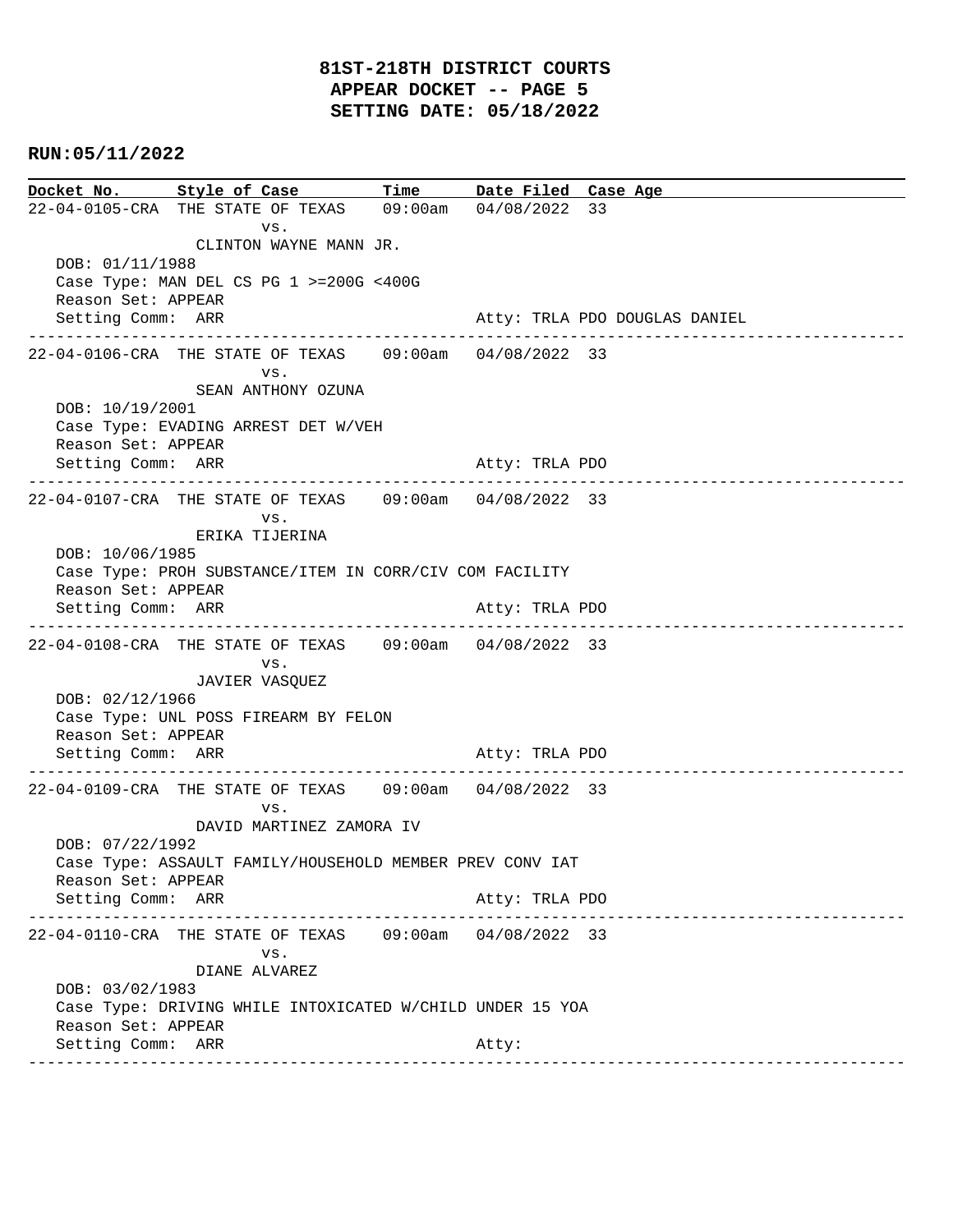# 81ST-218TH DISTRICT COURTS
## APPEAR DOCKET -- PAGE 5
## SETTING DATE: 05/18/2022

**RUN:05/11/2022**

| Docket No. | Style of Case | Time | Date Filed | Case Age |
|---|---|---|---|---|
| 22-04-0105-CRA | THE STATE OF TEXAS vs. CLINTON WAYNE MANN JR. | 09:00am | 04/08/2022 | 33 |

DOB: 01/11/1988
Case Type: MAN DEL CS PG 1 >=200G <400G
Reason Set: APPEAR
Setting Comm: ARR — Atty: TRLA PDO DOUGLAS DANIEL

---

| Docket No. | Style of Case | Time | Date Filed | Case Age |
|---|---|---|---|---|
| 22-04-0106-CRA | THE STATE OF TEXAS vs. SEAN ANTHONY OZUNA | 09:00am | 04/08/2022 | 33 |

DOB: 10/19/2001
Case Type: EVADING ARREST DET W/VEH
Reason Set: APPEAR
Setting Comm: ARR — Atty: TRLA PDO

---

| Docket No. | Style of Case | Time | Date Filed | Case Age |
|---|---|---|---|---|
| 22-04-0107-CRA | THE STATE OF TEXAS vs. ERIKA TIJERINA | 09:00am | 04/08/2022 | 33 |

DOB: 10/06/1985
Case Type: PROH SUBSTANCE/ITEM IN CORR/CIV COM FACILITY
Reason Set: APPEAR
Setting Comm: ARR — Atty: TRLA PDO

---

| Docket No. | Style of Case | Time | Date Filed | Case Age |
|---|---|---|---|---|
| 22-04-0108-CRA | THE STATE OF TEXAS vs. JAVIER VASQUEZ | 09:00am | 04/08/2022 | 33 |

DOB: 02/12/1966
Case Type: UNL POSS FIREARM BY FELON
Reason Set: APPEAR
Setting Comm: ARR — Atty: TRLA PDO

---

| Docket No. | Style of Case | Time | Date Filed | Case Age |
|---|---|---|---|---|
| 22-04-0109-CRA | THE STATE OF TEXAS vs. DAVID MARTINEZ ZAMORA IV | 09:00am | 04/08/2022 | 33 |

DOB: 07/22/1992
Case Type: ASSAULT FAMILY/HOUSEHOLD MEMBER PREV CONV IAT
Reason Set: APPEAR
Setting Comm: ARR — Atty: TRLA PDO

---

| Docket No. | Style of Case | Time | Date Filed | Case Age |
|---|---|---|---|---|
| 22-04-0110-CRA | THE STATE OF TEXAS vs. DIANE ALVAREZ | 09:00am | 04/08/2022 | 33 |

DOB: 03/02/1983
Case Type: DRIVING WHILE INTOXICATED W/CHILD UNDER 15 YOA
Reason Set: APPEAR
Setting Comm: ARR — Atty:

---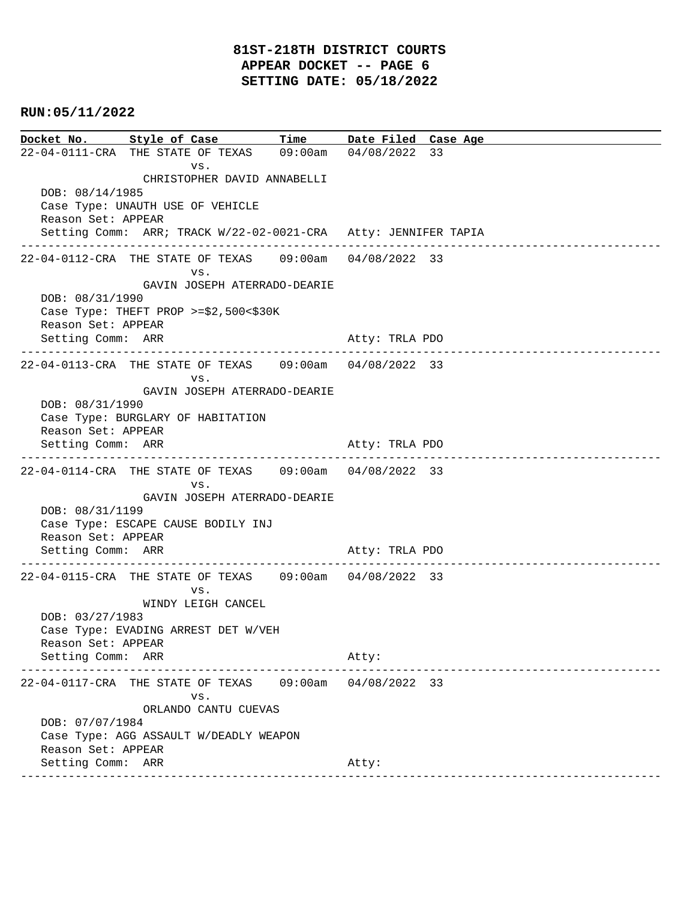**81ST-218TH DISTRICT COURTS**
**APPEAR DOCKET -- PAGE 6**
**SETTING DATE: 05/18/2022**

**RUN:05/11/2022**

```
Docket No.      Style of Case          Time       Date Filed  Case Age
22-04-0111-CRA  THE STATE OF TEXAS     09:00am    04/08/2022  33
                        vs.
                  CHRISTOPHER DAVID ANNABELLI
   DOB: 08/14/1985
   Case Type: UNAUTH USE OF VEHICLE
   Reason Set: APPEAR
   Setting Comm:  ARR; TRACK W/22-02-0021-CRA   Atty: JENNIFER TAPIA
------------------------------------------------------------------------------------------------
22-04-0112-CRA  THE STATE OF TEXAS     09:00am    04/08/2022  33
                        vs.
                  GAVIN JOSEPH ATERRADO-DEARIE
   DOB: 08/31/1990
   Case Type: THEFT PROP >=$2,500<$30K
   Reason Set: APPEAR
   Setting Comm:  ARR                           Atty: TRLA PDO
------------------------------------------------------------------------------------------------
22-04-0113-CRA  THE STATE OF TEXAS     09:00am    04/08/2022  33
                        vs.
                  GAVIN JOSEPH ATERRADO-DEARIE
   DOB: 08/31/1990
   Case Type: BURGLARY OF HABITATION
   Reason Set: APPEAR
   Setting Comm:  ARR                           Atty: TRLA PDO
------------------------------------------------------------------------------------------------
22-04-0114-CRA  THE STATE OF TEXAS     09:00am    04/08/2022  33
                        vs.
                  GAVIN JOSEPH ATERRADO-DEARIE
   DOB: 08/31/1199
   Case Type: ESCAPE CAUSE BODILY INJ
   Reason Set: APPEAR
   Setting Comm:  ARR                           Atty: TRLA PDO
------------------------------------------------------------------------------------------------
22-04-0115-CRA  THE STATE OF TEXAS     09:00am    04/08/2022  33
                        vs.
                  WINDY LEIGH CANCEL
   DOB: 03/27/1983
   Case Type: EVADING ARREST DET W/VEH
   Reason Set: APPEAR
   Setting Comm:  ARR                           Atty:
------------------------------------------------------------------------------------------------
22-04-0117-CRA  THE STATE OF TEXAS     09:00am    04/08/2022  33
                        vs.
                  ORLANDO CANTU CUEVAS
   DOB: 07/07/1984
   Case Type: AGG ASSAULT W/DEADLY WEAPON
   Reason Set: APPEAR
   Setting Comm:  ARR                           Atty:
------------------------------------------------------------------------------------------------
```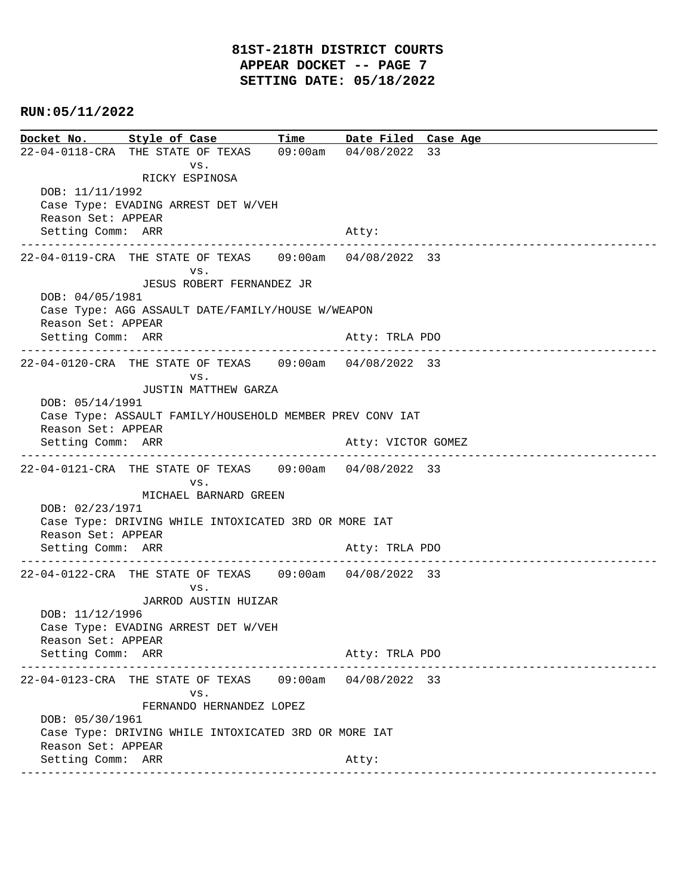**81ST-218TH DISTRICT COURTS**
**APPEAR DOCKET -- PAGE 7**
**SETTING DATE: 05/18/2022**

**RUN:05/11/2022**

```
Docket No.      Style of Case         Time      Date Filed  Case Age
22-04-0118-CRA  THE STATE OF TEXAS    09:00am   04/08/2022  33
                        vs.
                RICKY ESPINOSA
   DOB: 11/11/1992
   Case Type: EVADING ARREST DET W/VEH
   Reason Set: APPEAR
   Setting Comm:  ARR                           Atty:
-----------------------------------------------------------------------------------------------
22-04-0119-CRA  THE STATE OF TEXAS    09:00am   04/08/2022  33
                        vs.
                JESUS ROBERT FERNANDEZ JR
   DOB: 04/05/1981
   Case Type: AGG ASSAULT DATE/FAMILY/HOUSE W/WEAPON
   Reason Set: APPEAR
   Setting Comm:  ARR                           Atty: TRLA PDO
-----------------------------------------------------------------------------------------------
22-04-0120-CRA  THE STATE OF TEXAS    09:00am   04/08/2022  33
                        vs.
                JUSTIN MATTHEW GARZA
   DOB: 05/14/1991
   Case Type: ASSAULT FAMILY/HOUSEHOLD MEMBER PREV CONV IAT
   Reason Set: APPEAR
   Setting Comm:  ARR                           Atty: VICTOR GOMEZ
-----------------------------------------------------------------------------------------------
22-04-0121-CRA  THE STATE OF TEXAS    09:00am   04/08/2022  33
                        vs.
                MICHAEL BARNARD GREEN
   DOB: 02/23/1971
   Case Type: DRIVING WHILE INTOXICATED 3RD OR MORE IAT
   Reason Set: APPEAR
   Setting Comm:  ARR                           Atty: TRLA PDO
-----------------------------------------------------------------------------------------------
22-04-0122-CRA  THE STATE OF TEXAS    09:00am   04/08/2022  33
                        vs.
                JARROD AUSTIN HUIZAR
   DOB: 11/12/1996
   Case Type: EVADING ARREST DET W/VEH
   Reason Set: APPEAR
   Setting Comm:  ARR                           Atty: TRLA PDO
-----------------------------------------------------------------------------------------------
22-04-0123-CRA  THE STATE OF TEXAS    09:00am   04/08/2022  33
                        vs.
                FERNANDO HERNANDEZ LOPEZ
   DOB: 05/30/1961
   Case Type: DRIVING WHILE INTOXICATED 3RD OR MORE IAT
   Reason Set: APPEAR
   Setting Comm:  ARR                           Atty:
-----------------------------------------------------------------------------------------------
```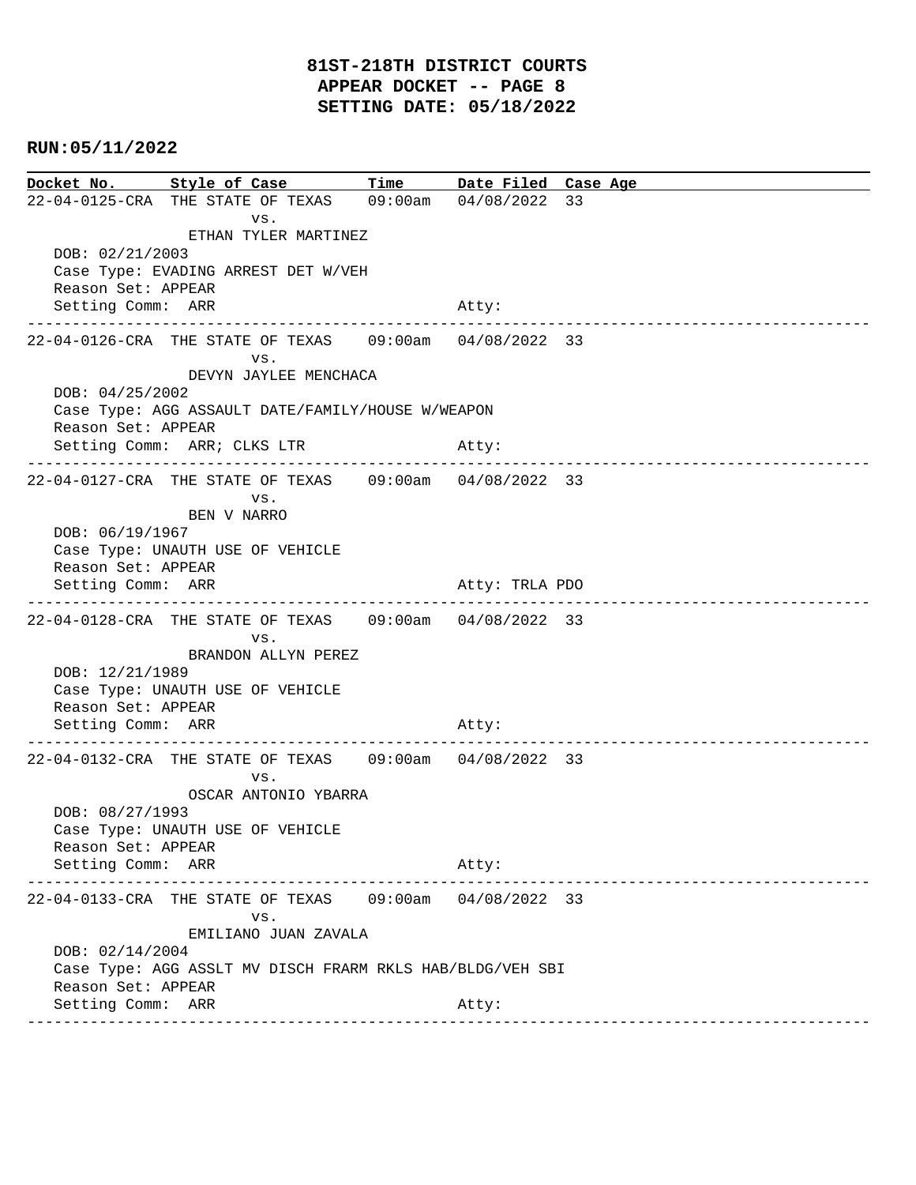# 81ST-218TH DISTRICT COURTS
## APPEAR DOCKET -- PAGE 8
## SETTING DATE: 05/18/2022

**RUN:05/11/2022**

| Docket No. | Style of Case | Time | Date Filed | Case Age |
|---|---|---|---|---|
| 22-04-0125-CRA | THE STATE OF TEXAS vs. ETHAN TYLER MARTINEZ | 09:00am | 04/08/2022 | 33 |

DOB: 02/21/2003
Case Type: EVADING ARREST DET W/VEH
Reason Set: APPEAR
Setting Comm: ARR — Atty:

---

| Docket No. | Style of Case | Time | Date Filed | Case Age |
|---|---|---|---|---|
| 22-04-0126-CRA | THE STATE OF TEXAS vs. DEVYN JAYLEE MENCHACA | 09:00am | 04/08/2022 | 33 |

DOB: 04/25/2002
Case Type: AGG ASSAULT DATE/FAMILY/HOUSE W/WEAPON
Reason Set: APPEAR
Setting Comm: ARR; CLKS LTR — Atty:

---

| Docket No. | Style of Case | Time | Date Filed | Case Age |
|---|---|---|---|---|
| 22-04-0127-CRA | THE STATE OF TEXAS vs. BEN V NARRO | 09:00am | 04/08/2022 | 33 |

DOB: 06/19/1967
Case Type: UNAUTH USE OF VEHICLE
Reason Set: APPEAR
Setting Comm: ARR — Atty: TRLA PDO

---

| Docket No. | Style of Case | Time | Date Filed | Case Age |
|---|---|---|---|---|
| 22-04-0128-CRA | THE STATE OF TEXAS vs. BRANDON ALLYN PEREZ | 09:00am | 04/08/2022 | 33 |

DOB: 12/21/1989
Case Type: UNAUTH USE OF VEHICLE
Reason Set: APPEAR
Setting Comm: ARR — Atty:

---

| Docket No. | Style of Case | Time | Date Filed | Case Age |
|---|---|---|---|---|
| 22-04-0132-CRA | THE STATE OF TEXAS vs. OSCAR ANTONIO YBARRA | 09:00am | 04/08/2022 | 33 |

DOB: 08/27/1993
Case Type: UNAUTH USE OF VEHICLE
Reason Set: APPEAR
Setting Comm: ARR — Atty:

---

| Docket No. | Style of Case | Time | Date Filed | Case Age |
|---|---|---|---|---|
| 22-04-0133-CRA | THE STATE OF TEXAS vs. EMILIANO JUAN ZAVALA | 09:00am | 04/08/2022 | 33 |

DOB: 02/14/2004
Case Type: AGG ASSLT MV DISCH FRARM RKLS HAB/BLDG/VEH SBI
Reason Set: APPEAR
Setting Comm: ARR — Atty:

---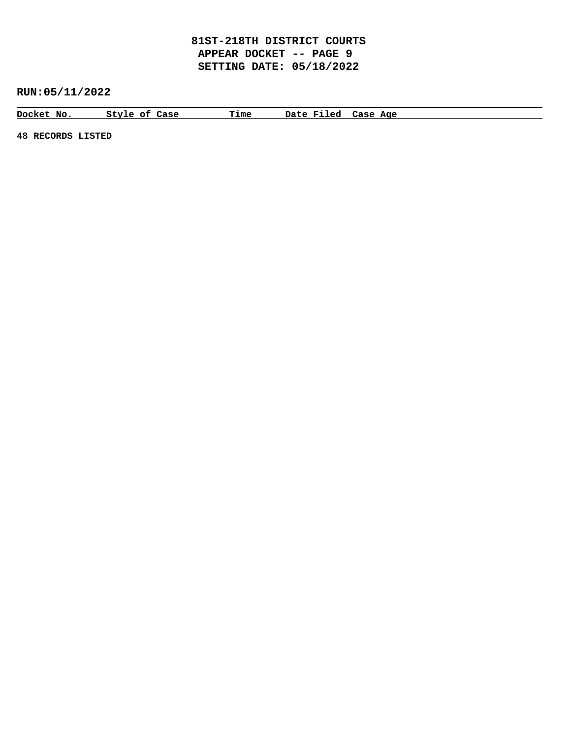# 81ST-218TH DISTRICT COURTS
## APPEAR DOCKET -- PAGE 9
## SETTING DATE: 05/18/2022

**RUN:05/11/2022**

| Docket No. | Style of Case | Time | Date Filed | Case Age |
|---|---|---|---|---|

**48 RECORDS LISTED**